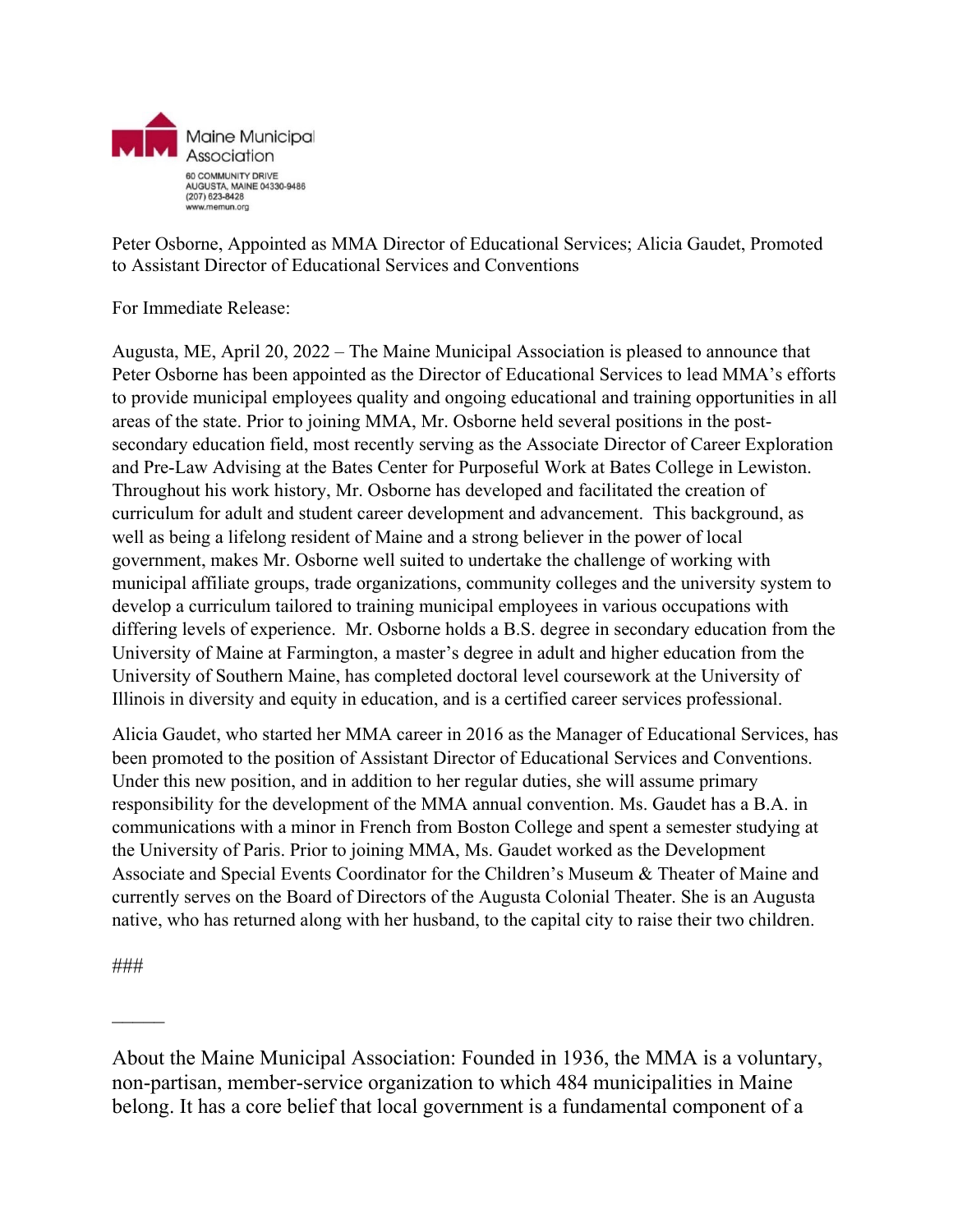Maine Municipal Association
60 COMMUNITY DRIVE
AUGUSTA, MAINE 04330-9486
(207) 623-8428
www.memun.org

Peter Osborne, Appointed as MMA Director of Educational Services; Alicia Gaudet, Promoted to Assistant Director of Educational Services and Conventions

For Immediate Release:

Augusta, ME, April 20, 2022 – The Maine Municipal Association is pleased to announce that Peter Osborne has been appointed as the Director of Educational Services to lead MMA's efforts to provide municipal employees quality and ongoing educational and training opportunities in all areas of the state. Prior to joining MMA, Mr. Osborne held several positions in the post-secondary education field, most recently serving as the Associate Director of Career Exploration and Pre-Law Advising at the Bates Center for Purposeful Work at Bates College in Lewiston. Throughout his work history, Mr. Osborne has developed and facilitated the creation of curriculum for adult and student career development and advancement. This background, as well as being a lifelong resident of Maine and a strong believer in the power of local government, makes Mr. Osborne well suited to undertake the challenge of working with municipal affiliate groups, trade organizations, community colleges and the university system to develop a curriculum tailored to training municipal employees in various occupations with differing levels of experience. Mr. Osborne holds a B.S. degree in secondary education from the University of Maine at Farmington, a master's degree in adult and higher education from the University of Southern Maine, has completed doctoral level coursework at the University of Illinois in diversity and equity in education, and is a certified career services professional.

Alicia Gaudet, who started her MMA career in 2016 as the Manager of Educational Services, has been promoted to the position of Assistant Director of Educational Services and Conventions. Under this new position, and in addition to her regular duties, she will assume primary responsibility for the development of the MMA annual convention. Ms. Gaudet has a B.A. in communications with a minor in French from Boston College and spent a semester studying at the University of Paris. Prior to joining MMA, Ms. Gaudet worked as the Development Associate and Special Events Coordinator for the Children's Museum & Theater of Maine and currently serves on the Board of Directors of the Augusta Colonial Theater. She is an Augusta native, who has returned along with her husband, to the capital city to raise their two children.

###

---

About the Maine Municipal Association: Founded in 1936, the MMA is a voluntary, non-partisan, member-service organization to which 484 municipalities in Maine belong. It has a core belief that local government is a fundamental component of a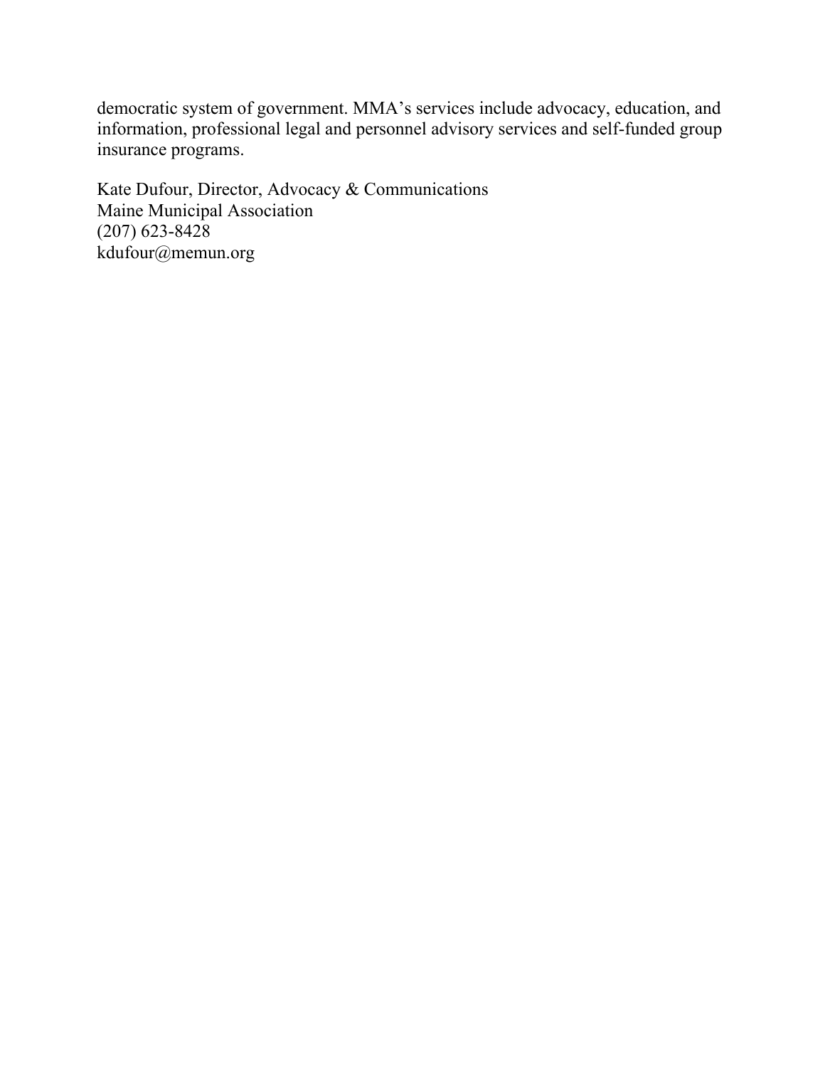democratic system of government. MMA's services include advocacy, education, and information, professional legal and personnel advisory services and self-funded group insurance programs.

Kate Dufour, Director, Advocacy & Communications  
Maine Municipal Association  
(207) 623-8428  
kdufour@memun.org